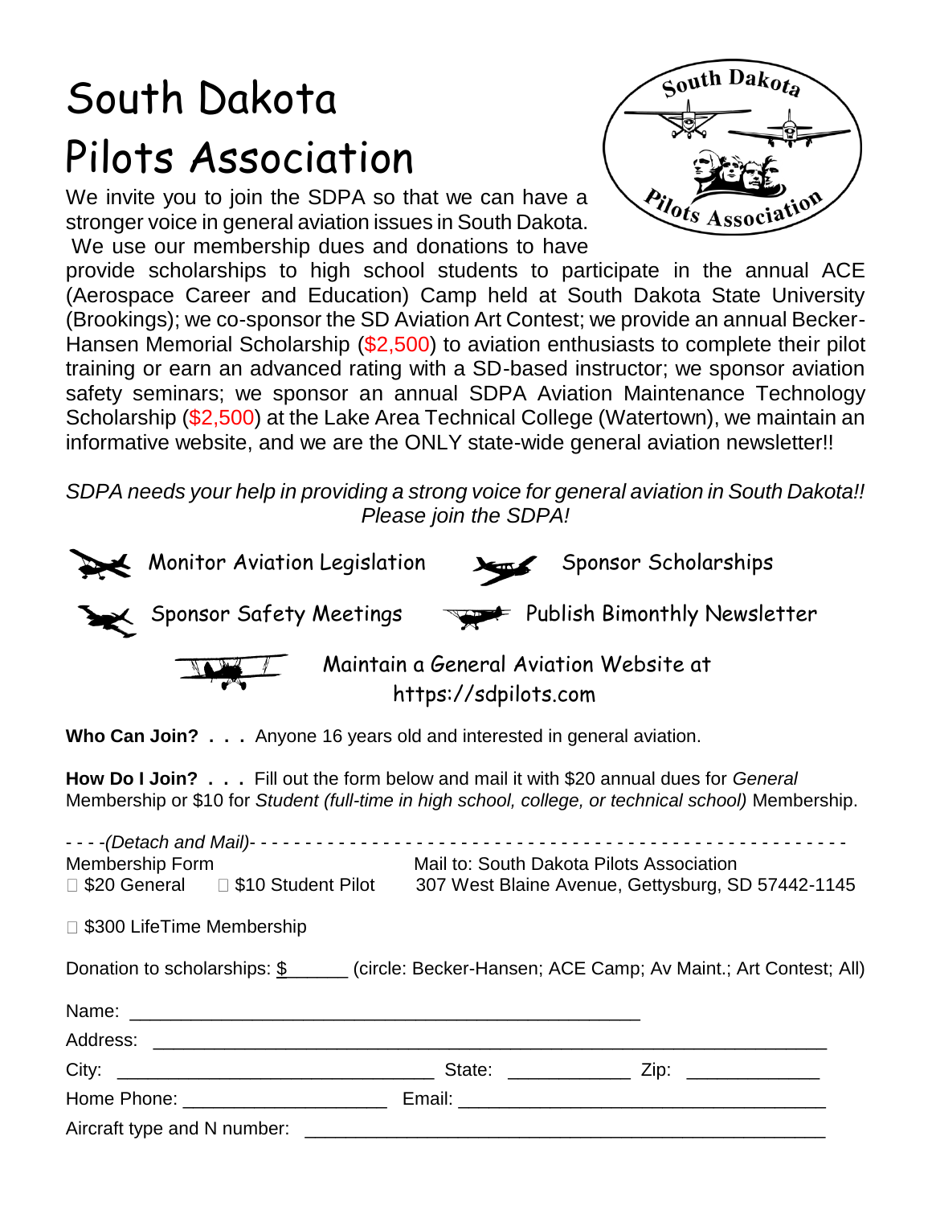# South Dakota Pilots Association

We invite you to join the SDPA so that we can have a stronger voice in general aviation issues in South Dakota. We use our membership dues and donations to have provide scholarships to high school students to participate in the annual ACE (Aerospace Career and Education) Camp held at South Dakota State University (Brookings); we co-sponsor the SD Aviation Art Contest; we provide an annual Becker-Hansen Memorial Scholarship ($2,500) to aviation enthusiasts to complete their pilot training or earn an advanced rating with a SD-based instructor; we sponsor aviation safety seminars; we sponsor an annual SDPA Aviation Maintenance Technology Scholarship ($2,500) at the Lake Area Technical College (Watertown), we maintain an informative website, and we are the ONLY state-wide general aviation newsletter!!

*SDPA needs your help in providing a strong voice for general aviation in South Dakota!! Please join the SDPA!*

- Monitor Aviation Legislation
- Sponsor Scholarships
- Sponsor Safety Meetings
- Publish Bimonthly Newsletter
- Maintain a General Aviation Website at https://sdpilots.com

**Who Can Join? . . .** Anyone 16 years old and interested in general aviation.

**How Do I Join? . . .** Fill out the form below and mail it with $20 annual dues for *General* Membership or $10 for *Student (full-time in high school, college, or technical school)* Membership.

- - - -*(Detach and Mail)*- - - - - - - - - - - - - - - - - - - - - - - - - - - - - - - - - - - - - - - - - - - - - - - - - - - - -

Membership Form

☐ $20 General ☐ $10 Student Pilot

Mail to: South Dakota Pilots Association
307 West Blaine Avenue, Gettysburg, SD 57442-1145

☐ $300 LifeTime Membership

Donation to scholarships: $______ (circle: Becker-Hansen; ACE Camp; Av Maint.; Art Contest; All)

Name: ____________________________________________________

Address: ____________________________________________________________________

City: _______________________________ State: ____________ Zip: _____________

Home Phone: ____________________ Email: ____________________________________

Aircraft type and N number: ____________________________________________________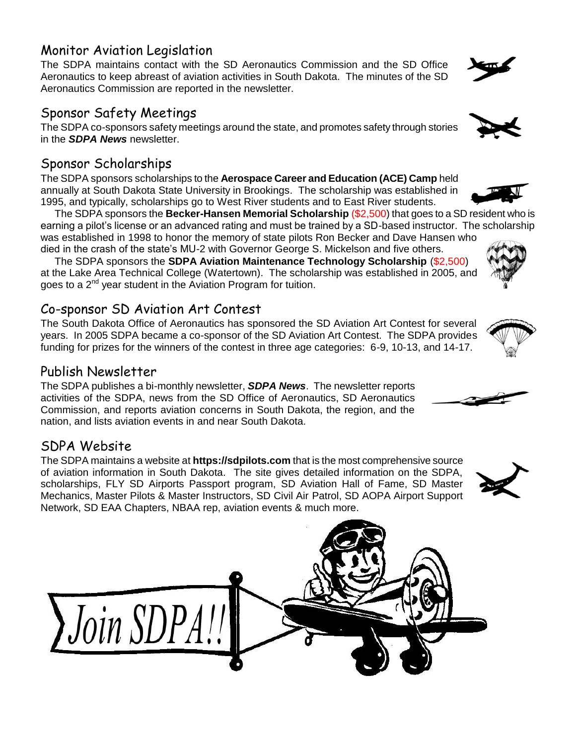## Monitor Aviation Legislation

The SDPA maintains contact with the SD Aeronautics Commission and the SD Office Aeronautics to keep abreast of aviation activities in South Dakota. The minutes of the SD Aeronautics Commission are reported in the newsletter.

## Sponsor Safety Meetings

The SDPA co-sponsors safety meetings around the state, and promotes safety through stories in the ***SDPA News*** newsletter.

## Sponsor Scholarships

The SDPA sponsors scholarships to the **Aerospace Career and Education (ACE) Camp** held annually at South Dakota State University in Brookings. The scholarship was established in 1995, and typically, scholarships go to West River students and to East River students.

The SDPA sponsors the **Becker-Hansen Memorial Scholarship** ($2,500) that goes to a SD resident who is earning a pilot's license or an advanced rating and must be trained by a SD-based instructor. The scholarship was established in 1998 to honor the memory of state pilots Ron Becker and Dave Hansen who died in the crash of the state's MU-2 with Governor George S. Mickelson and five others.

The SDPA sponsors the **SDPA Aviation Maintenance Technology Scholarship** ($2,500) at the Lake Area Technical College (Watertown). The scholarship was established in 2005, and goes to a 2nd year student in the Aviation Program for tuition.

## Co-sponsor SD Aviation Art Contest

The South Dakota Office of Aeronautics has sponsored the SD Aviation Art Contest for several years. In 2005 SDPA became a co-sponsor of the SD Aviation Art Contest. The SDPA provides funding for prizes for the winners of the contest in three age categories: 6-9, 10-13, and 14-17.

## Publish Newsletter

The SDPA publishes a bi-monthly newsletter, ***SDPA News***. The newsletter reports activities of the SDPA, news from the SD Office of Aeronautics, SD Aeronautics Commission, and reports aviation concerns in South Dakota, the region, and the nation, and lists aviation events in and near South Dakota.

## SDPA Website

The SDPA maintains a website at **https://sdpilots.com** that is the most comprehensive source of aviation information in South Dakota. The site gives detailed information on the SDPA, scholarships, FLY SD Airports Passport program, SD Aviation Hall of Fame, SD Master Mechanics, Master Pilots & Master Instructors, SD Civil Air Patrol, SD AOPA Airport Support Network, SD EAA Chapters, NBAA rep, aviation events & much more.

Join SDPA!!